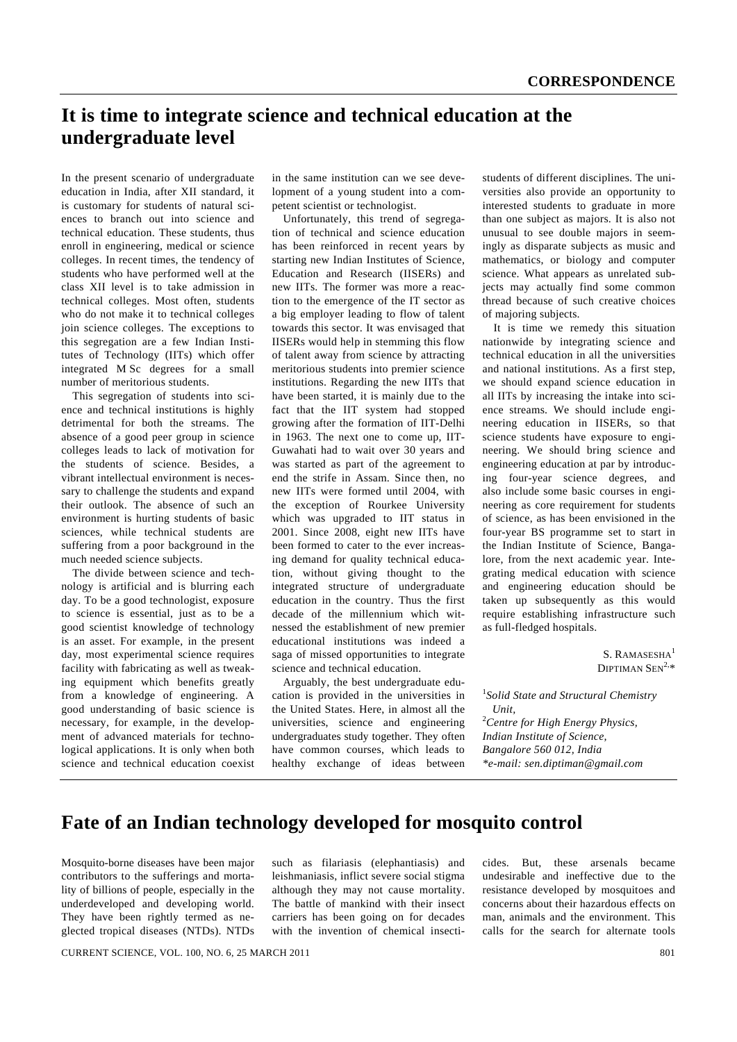**CORRESPONDENCE**

# It is time to integrate science and technical education at the undergraduate level

In the present scenario of undergraduate education in India, after XII standard, it is customary for students of natural sciences to branch out into science and technical education. These students, thus enroll in engineering, medical or science colleges. In recent times, the tendency of students who have performed well at the class XII level is to take admission in technical colleges. Most often, students who do not make it to technical colleges join science colleges. The exceptions to this segregation are a few Indian Institutes of Technology (IITs) which offer integrated M Sc degrees for a small number of meritorious students.

This segregation of students into science and technical institutions is highly detrimental for both the streams. The absence of a good peer group in science colleges leads to lack of motivation for the students of science. Besides, a vibrant intellectual environment is necessary to challenge the students and expand their outlook. The absence of such an environment is hurting students of basic sciences, while technical students are suffering from a poor background in the much needed science subjects.

The divide between science and technology is artificial and is blurring each day. To be a good technologist, exposure to science is essential, just as to be a good scientist knowledge of technology is an asset. For example, in the present day, most experimental science requires facility with fabricating as well as tweaking equipment which benefits greatly from a knowledge of engineering. A good understanding of basic science is necessary, for example, in the development of advanced materials for technological applications. It is only when both science and technical education coexist in the same institution can we see development of a young student into a competent scientist or technologist.

Unfortunately, this trend of segregation of technical and science education has been reinforced in recent years by starting new Indian Institutes of Science, Education and Research (IISERs) and new IITs. The former was more a reaction to the emergence of the IT sector as a big employer leading to flow of talent towards this sector. It was envisaged that IISERs would help in stemming this flow of talent away from science by attracting meritorious students into premier science institutions. Regarding the new IITs that have been started, it is mainly due to the fact that the IIT system had stopped growing after the formation of IIT-Delhi in 1963. The next one to come up, IIT-Guwahati had to wait over 30 years and was started as part of the agreement to end the strife in Assam. Since then, no new IITs were formed until 2004, with the exception of Rourkee University which was upgraded to IIT status in 2001. Since 2008, eight new IITs have been formed to cater to the ever increasing demand for quality technical education, without giving thought to the integrated structure of undergraduate education in the country. Thus the first decade of the millennium which witnessed the establishment of new premier educational institutions was indeed a saga of missed opportunities to integrate science and technical education.

Arguably, the best undergraduate education is provided in the universities in the United States. Here, in almost all the universities, science and engineering undergraduates study together. They often have common courses, which leads to healthy exchange of ideas between students of different disciplines. The universities also provide an opportunity to interested students to graduate in more than one subject as majors. It is also not unusual to see double majors in seemingly as disparate subjects as music and mathematics, or biology and computer science. What appears as unrelated subjects may actually find some common thread because of such creative choices of majoring subjects.

It is time we remedy this situation nationwide by integrating science and technical education in all the universities and national institutions. As a first step, we should expand science education in all IITs by increasing the intake into science streams. We should include engineering education in IISERs, so that science students have exposure to engineering. We should bring science and engineering education at par by introducing four-year science degrees, and also include some basic courses in engineering as core requirement for students of science, as has been envisioned in the four-year BS programme set to start in the Indian Institute of Science, Bangalore, from the next academic year. Integrating medical education with science and engineering education should be taken up subsequently as this would require establishing infrastructure such as full-fledged hospitals.

S. RAMASESHA[1]
DIPTIMAN SEN[2,*]

[1]*Solid State and Structural Chemistry Unit,*
[2]*Centre for High Energy Physics, Indian Institute of Science, Bangalore 560 012, India*
*\*e-mail: sen.diptiman@gmail.com*

# Fate of an Indian technology developed for mosquito control

Mosquito-borne diseases have been major contributors to the sufferings and mortality of billions of people, especially in the underdeveloped and developing world. They have been rightly termed as neglected tropical diseases (NTDs). NTDs such as filariasis (elephantiasis) and leishmaniasis, inflict severe social stigma although they may not cause mortality. The battle of mankind with their insect carriers has been going on for decades with the invention of chemical insecticides. But, these arsenals became undesirable and ineffective due to the resistance developed by mosquitoes and concerns about their hazardous effects on man, animals and the environment. This calls for the search for alternate tools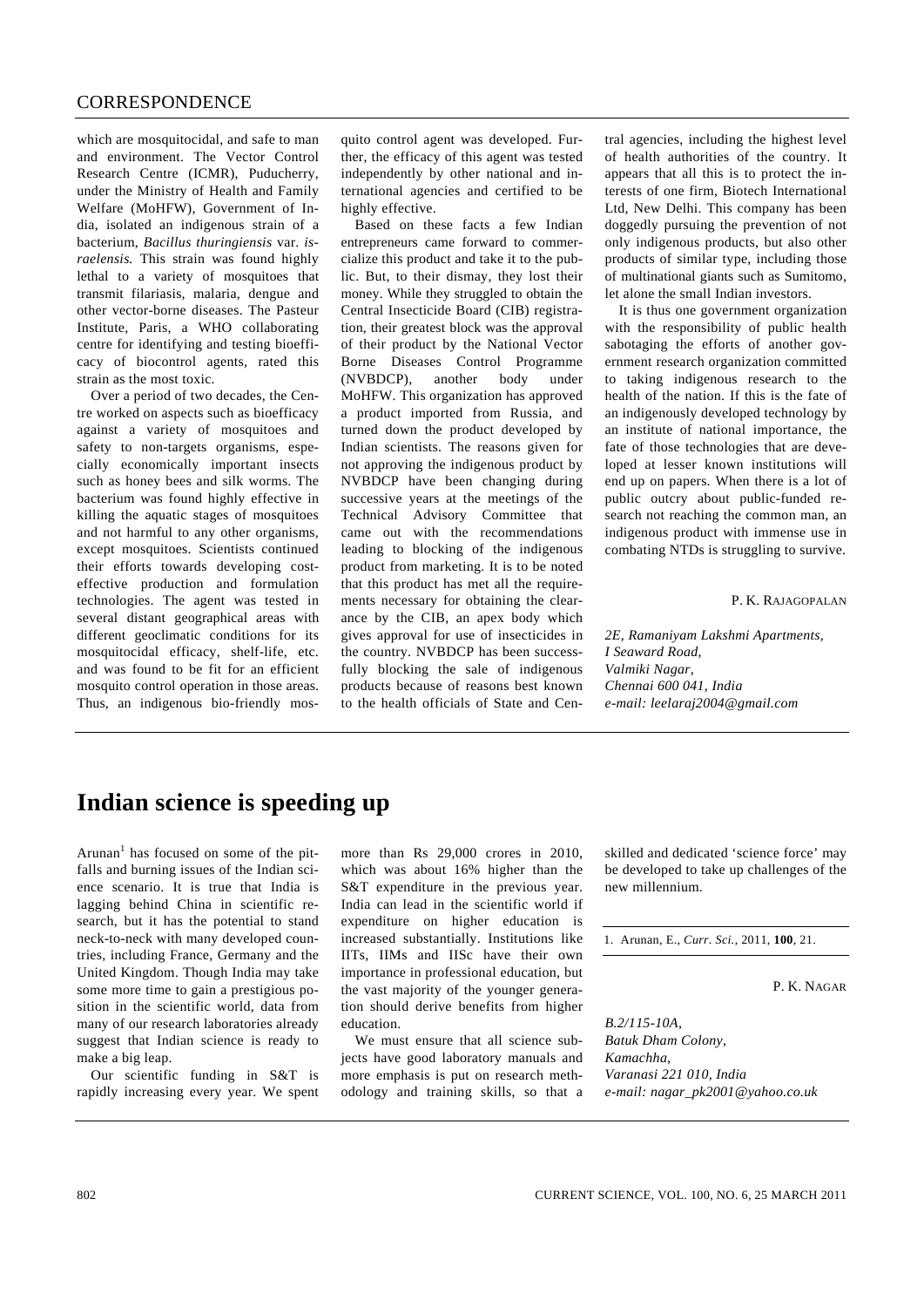which are mosquitocidal, and safe to man and environment. The Vector Control Research Centre (ICMR), Puducherry, under the Ministry of Health and Family Welfare (MoHFW), Government of India, isolated an indigenous strain of a bacterium, *Bacillus thuringiensis* var. *israelensis.* This strain was found highly lethal to a variety of mosquitoes that transmit filariasis, malaria, dengue and other vector-borne diseases. The Pasteur Institute, Paris, a WHO collaborating centre for identifying and testing bioefficacy of biocontrol agents, rated this strain as the most toxic.

Over a period of two decades, the Centre worked on aspects such as bioefficacy against a variety of mosquitoes and safety to non-targets organisms, especially economically important insects such as honey bees and silk worms. The bacterium was found highly effective in killing the aquatic stages of mosquitoes and not harmful to any other organisms, except mosquitoes. Scientists continued their efforts towards developing cost-effective production and formulation technologies. The agent was tested in several distant geographical areas with different geoclimatic conditions for its mosquitocidal efficacy, shelf-life, etc. and was found to be fit for an efficient mosquito control operation in those areas. Thus, an indigenous bio-friendly mosquito control agent was developed. Further, the efficacy of this agent was tested independently by other national and international agencies and certified to be highly effective.

Based on these facts a few Indian entrepreneurs came forward to commercialize this product and take it to the public. But, to their dismay, they lost their money. While they struggled to obtain the Central Insecticide Board (CIB) registration, their greatest block was the approval of their product by the National Vector Borne Diseases Control Programme (NVBDCP), another body under MoHFW. This organization has approved a product imported from Russia, and turned down the product developed by Indian scientists. The reasons given for not approving the indigenous product by NVBDCP have been changing during successive years at the meetings of the Technical Advisory Committee that came out with the recommendations leading to blocking of the indigenous product from marketing. It is to be noted that this product has met all the requirements necessary for obtaining the clearance by the CIB, an apex body which gives approval for use of insecticides in the country. NVBDCP has been successfully blocking the sale of indigenous products because of reasons best known to the health officials of State and Central agencies, including the highest level of health authorities of the country. It appears that all this is to protect the interests of one firm, Biotech International Ltd, New Delhi. This company has been doggedly pursuing the prevention of not only indigenous products, but also other products of similar type, including those of multinational giants such as Sumitomo, let alone the small Indian investors.

It is thus one government organization with the responsibility of public health sabotaging the efforts of another government research organization committed to taking indigenous research to the health of the nation. If this is the fate of an indigenously developed technology by an institute of national importance, the fate of those technologies that are developed at lesser known institutions will end up on papers. When there is a lot of public outcry about public-funded research not reaching the common man, an indigenous product with immense use in combating NTDs is struggling to survive.

P. K. RAJAGOPALAN

*2E, Ramaniyam Lakshmi Apartments,*
*I Seaward Road,*
*Valmiki Nagar,*
*Chennai 600 041, India*
*e-mail: leelaraj2004@gmail.com*

# Indian science is speeding up

Arunan[1] has focused on some of the pitfalls and burning issues of the Indian science scenario. It is true that India is lagging behind China in scientific research, but it has the potential to stand neck-to-neck with many developed countries, including France, Germany and the United Kingdom. Though India may take some more time to gain a prestigious position in the scientific world, data from many of our research laboratories already suggest that Indian science is ready to make a big leap.

Our scientific funding in S&T is rapidly increasing every year. We spent more than Rs 29,000 crores in 2010, which was about 16% higher than the S&T expenditure in the previous year. India can lead in the scientific world if expenditure on higher education is increased substantially. Institutions like IITs, IIMs and IISc have their own importance in professional education, but the vast majority of the younger generation should derive benefits from higher education.

We must ensure that all science subjects have good laboratory manuals and more emphasis is put on research methodology and training skills, so that a skilled and dedicated 'science force' may be developed to take up challenges of the new millennium.

1. Arunan, E., *Curr. Sci.*, 2011, **100**, 21.

P. K. NAGAR

*B.2/115-10A,*
*Batuk Dham Colony,*
*Kamachha,*
*Varanasi 221 010, India*
*e-mail: nagar_pk2001@yahoo.co.uk*